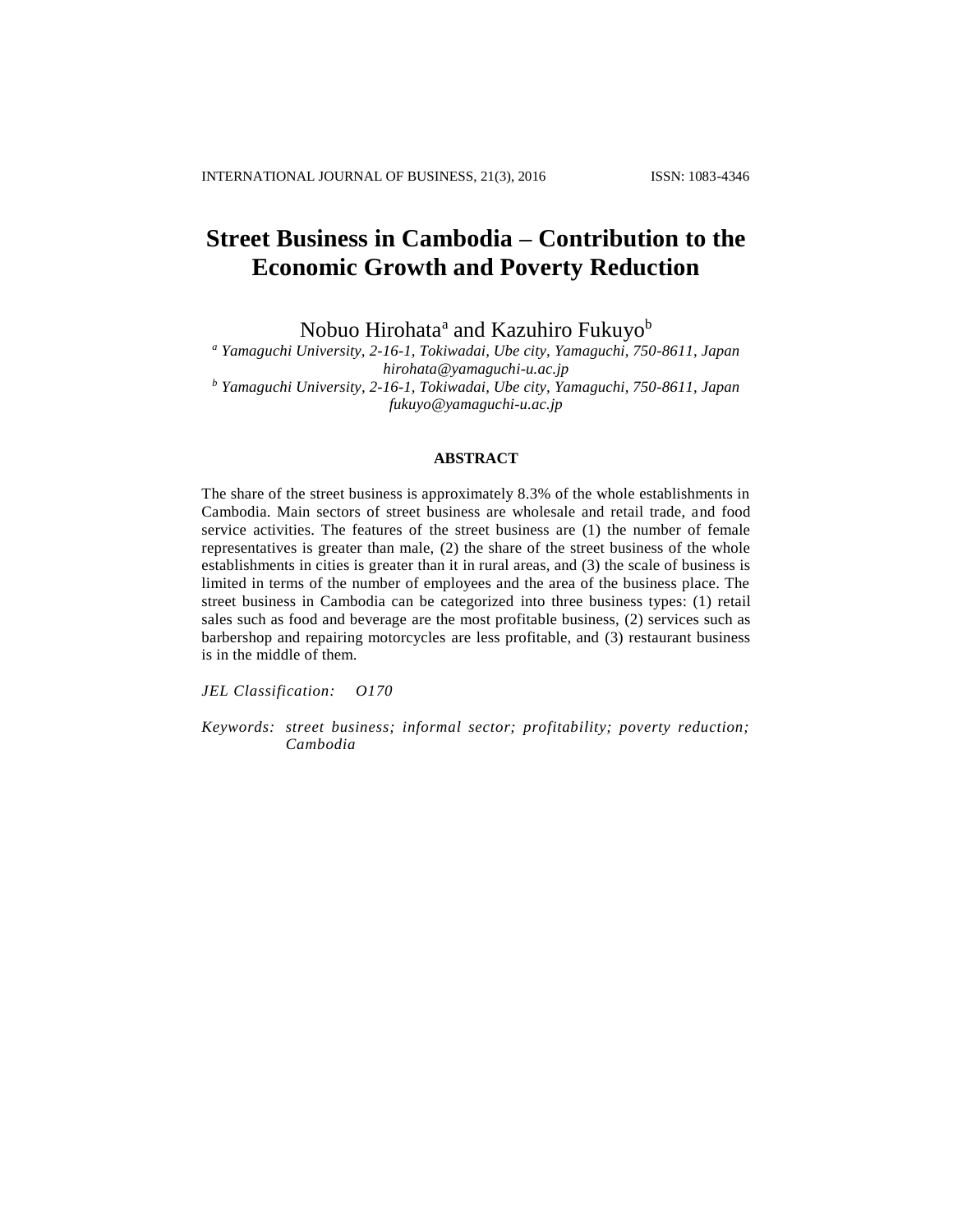# Street Business in Cambodia – Contribution to the Economic Growth and Poverty Reduction

Nobuo Hirohata[a] and Kazuhiro Fukuyo[b]

[a] *Yamaguchi University, 2-16-1, Tokiwadai, Ube city, Yamaguchi, 750-8611, Japan*
*hirohata@yamaguchi-u.ac.jp*

[b] *Yamaguchi University, 2-16-1, Tokiwadai, Ube city, Yamaguchi, 750-8611, Japan*
*fukuyo@yamaguchi-u.ac.jp*

## ABSTRACT

The share of the street business is approximately 8.3% of the whole establishments in Cambodia. Main sectors of street business are wholesale and retail trade, and food service activities. The features of the street business are (1) the number of female representatives is greater than male, (2) the share of the street business of the whole establishments in cities is greater than it in rural areas, and (3) the scale of business is limited in terms of the number of employees and the area of the business place. The street business in Cambodia can be categorized into three business types: (1) retail sales such as food and beverage are the most profitable business, (2) services such as barbershop and repairing motorcycles are less profitable, and (3) restaurant business is in the middle of them.

*JEL Classification:* *O170*

*Keywords:* *street business; informal sector; profitability; poverty reduction; Cambodia*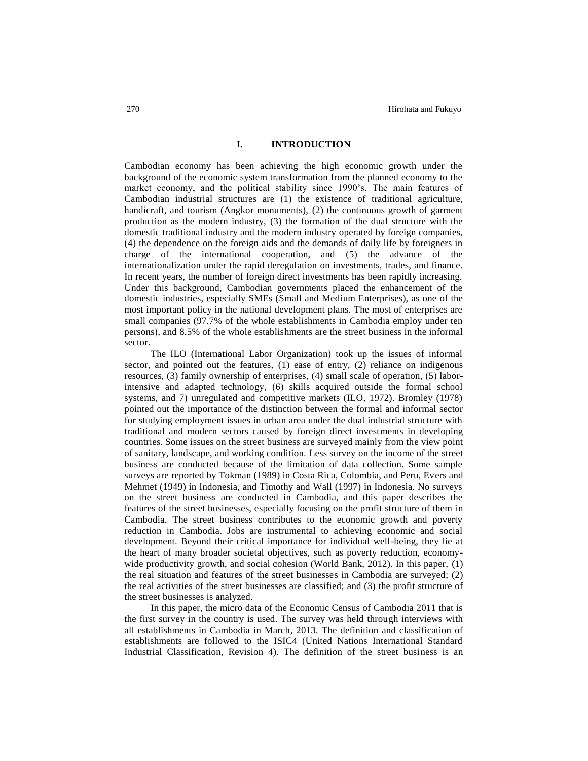## I. INTRODUCTION

Cambodian economy has been achieving the high economic growth under the background of the economic system transformation from the planned economy to the market economy, and the political stability since 1990's. The main features of Cambodian industrial structures are (1) the existence of traditional agriculture, handicraft, and tourism (Angkor monuments), (2) the continuous growth of garment production as the modern industry, (3) the formation of the dual structure with the domestic traditional industry and the modern industry operated by foreign companies, (4) the dependence on the foreign aids and the demands of daily life by foreigners in charge of the international cooperation, and (5) the advance of the internationalization under the rapid deregulation on investments, trades, and finance. In recent years, the number of foreign direct investments has been rapidly increasing. Under this background, Cambodian governments placed the enhancement of the domestic industries, especially SMEs (Small and Medium Enterprises), as one of the most important policy in the national development plans. The most of enterprises are small companies (97.7% of the whole establishments in Cambodia employ under ten persons), and 8.5% of the whole establishments are the street business in the informal sector.

The ILO (International Labor Organization) took up the issues of informal sector, and pointed out the features, (1) ease of entry, (2) reliance on indigenous resources, (3) family ownership of enterprises, (4) small scale of operation, (5) labor-intensive and adapted technology, (6) skills acquired outside the formal school systems, and 7) unregulated and competitive markets (ILO, 1972). Bromley (1978) pointed out the importance of the distinction between the formal and informal sector for studying employment issues in urban area under the dual industrial structure with traditional and modern sectors caused by foreign direct investments in developing countries. Some issues on the street business are surveyed mainly from the view point of sanitary, landscape, and working condition. Less survey on the income of the street business are conducted because of the limitation of data collection. Some sample surveys are reported by Tokman (1989) in Costa Rica, Colombia, and Peru, Evers and Mehmet (1949) in Indonesia, and Timothy and Wall (1997) in Indonesia. No surveys on the street business are conducted in Cambodia, and this paper describes the features of the street businesses, especially focusing on the profit structure of them in Cambodia. The street business contributes to the economic growth and poverty reduction in Cambodia. Jobs are instrumental to achieving economic and social development. Beyond their critical importance for individual well-being, they lie at the heart of many broader societal objectives, such as poverty reduction, economy-wide productivity growth, and social cohesion (World Bank, 2012). In this paper, (1) the real situation and features of the street businesses in Cambodia are surveyed; (2) the real activities of the street businesses are classified; and (3) the profit structure of the street businesses is analyzed.

In this paper, the micro data of the Economic Census of Cambodia 2011 that is the first survey in the country is used. The survey was held through interviews with all establishments in Cambodia in March, 2013. The definition and classification of establishments are followed to the ISIC4 (United Nations International Standard Industrial Classification, Revision 4). The definition of the street business is an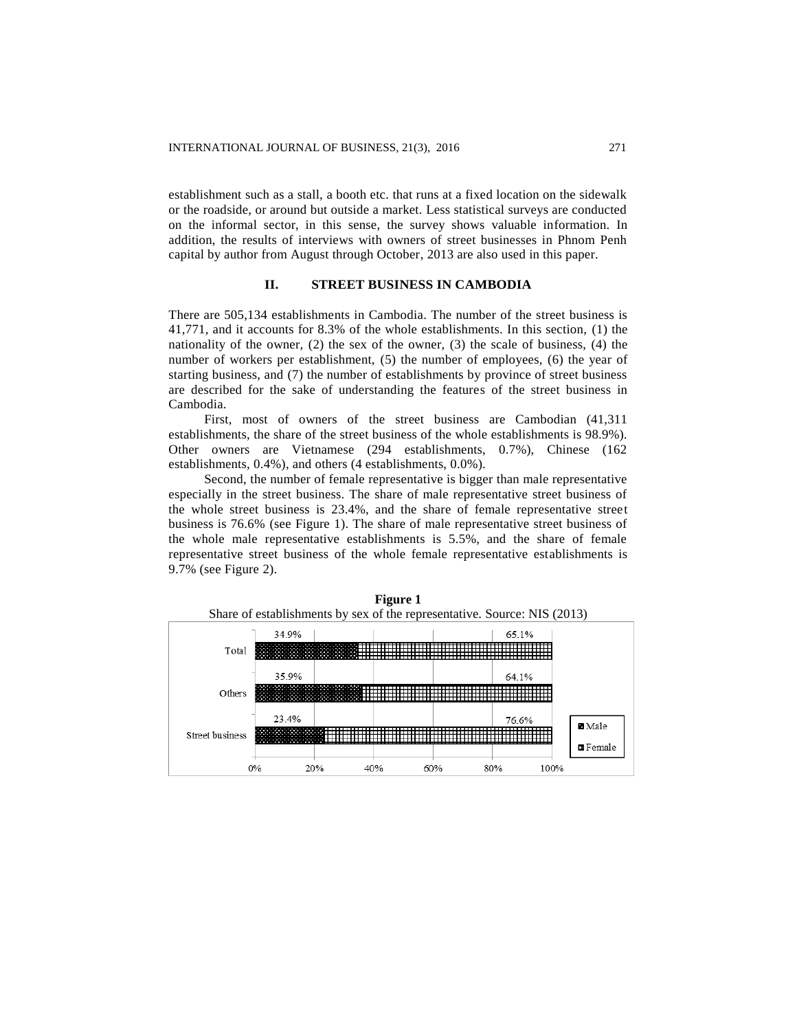establishment such as a stall, a booth etc. that runs at a fixed location on the sidewalk or the roadside, or around but outside a market. Less statistical surveys are conducted on the informal sector, in this sense, the survey shows valuable information. In addition, the results of interviews with owners of street businesses in Phnom Penh capital by author from August through October, 2013 are also used in this paper.

## II. STREET BUSINESS IN CAMBODIA

There are 505,134 establishments in Cambodia. The number of the street business is 41,771, and it accounts for 8.3% of the whole establishments. In this section, (1) the nationality of the owner, (2) the sex of the owner, (3) the scale of business, (4) the number of workers per establishment, (5) the number of employees, (6) the year of starting business, and (7) the number of establishments by province of street business are described for the sake of understanding the features of the street business in Cambodia.

First, most of owners of the street business are Cambodian (41,311 establishments, the share of the street business of the whole establishments is 98.9%). Other owners are Vietnamese (294 establishments, 0.7%), Chinese (162 establishments, 0.4%), and others (4 establishments, 0.0%).

Second, the number of female representative is bigger than male representative especially in the street business. The share of male representative street business of the whole street business is 23.4%, and the share of female representative street business is 76.6% (see Figure 1). The share of male representative street business of the whole male representative establishments is 5.5%, and the share of female representative street business of the whole female representative establishments is 9.7% (see Figure 2).

**Figure 1**

Share of establishments by sex of the representative. Source: NIS (2013)

| | Male | Female |
|---|---|---|
| Total | 34.9% | 65.1% |
| Others | 35.9% | 64.1% |
| Street business | 23.4% | 76.6% |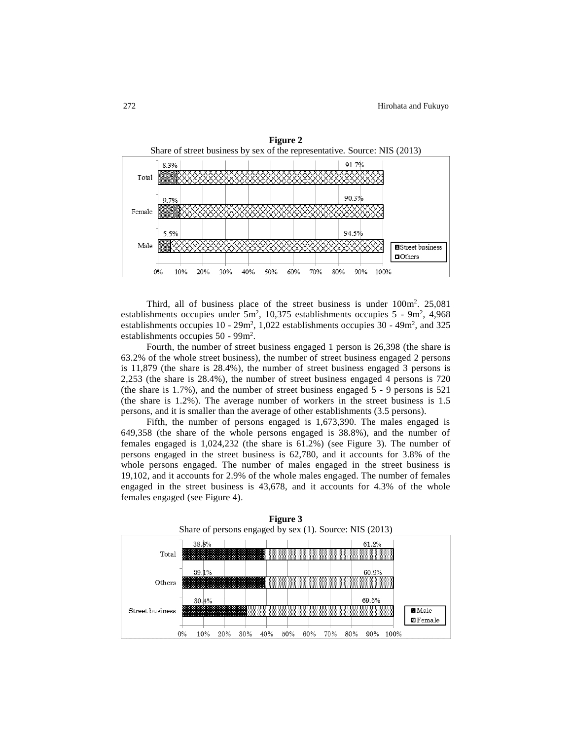**Figure 2**
Share of street business by sex of the representative. Source: NIS (2013)

Third, all of business place of the street business is under 100m². 25,081 establishments occupies under 5m², 10,375 establishments occupies 5 - 9m², 4,968 establishments occupies 10 - 29m², 1,022 establishments occupies 30 - 49m², and 325 establishments occupies 50 - 99m².

Fourth, the number of street business engaged 1 person is 26,398 (the share is 63.2% of the whole street business), the number of street business engaged 2 persons is 11,879 (the share is 28.4%), the number of street business engaged 3 persons is 2,253 (the share is 28.4%), the number of street business engaged 4 persons is 720 (the share is 1.7%), and the number of street business engaged 5 - 9 persons is 521 (the share is 1.2%). The average number of workers in the street business is 1.5 persons, and it is smaller than the average of other establishments (3.5 persons).

Fifth, the number of persons engaged is 1,673,390. The males engaged is 649,358 (the share of the whole persons engaged is 38.8%), and the number of females engaged is 1,024,232 (the share is 61.2%) (see Figure 3). The number of persons engaged in the street business is 62,780, and it accounts for 3.8% of the whole persons engaged. The number of males engaged in the street business is 19,102, and it accounts for 2.9% of the whole males engaged. The number of females engaged in the street business is 43,678, and it accounts for 4.3% of the whole females engaged (see Figure 4).

**Figure 3**
Share of persons engaged by sex (1). Source: NIS (2013)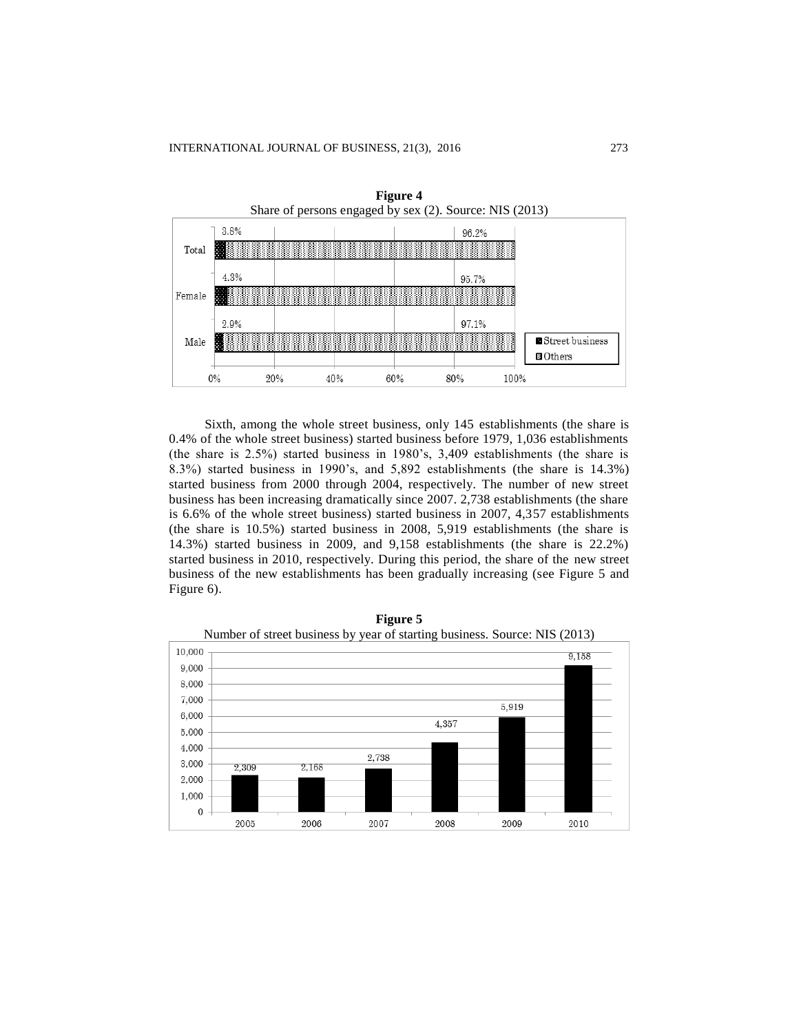**Figure 4**
Share of persons engaged by sex (2). Source: NIS (2013)

| | Street business | Others |
|---|---|---|
| Total | 3.8% | 96.2% |
| Female | 4.3% | 95.7% |
| Male | 2.9% | 97.1% |

Sixth, among the whole street business, only 145 establishments (the share is 0.4% of the whole street business) started business before 1979, 1,036 establishments (the share is 2.5%) started business in 1980's, 3,409 establishments (the share is 8.3%) started business in 1990's, and 5,892 establishments (the share is 14.3%) started business from 2000 through 2004, respectively. The number of new street business has been increasing dramatically since 2007. 2,738 establishments (the share is 6.6% of the whole street business) started business in 2007, 4,357 establishments (the share is 10.5%) started business in 2008, 5,919 establishments (the share is 14.3%) started business in 2009, and 9,158 establishments (the share is 22.2%) started business in 2010, respectively. During this period, the share of the new street business of the new establishments has been gradually increasing (see Figure 5 and Figure 6).

**Figure 5**
Number of street business by year of starting business. Source: NIS (2013)

| Year | 2005 | 2006 | 2007 | 2008 | 2009 | 2010 |
|---|---|---|---|---|---|---|
| Number | 2,309 | 2,168 | 2,738 | 4,357 | 5,919 | 9,158 |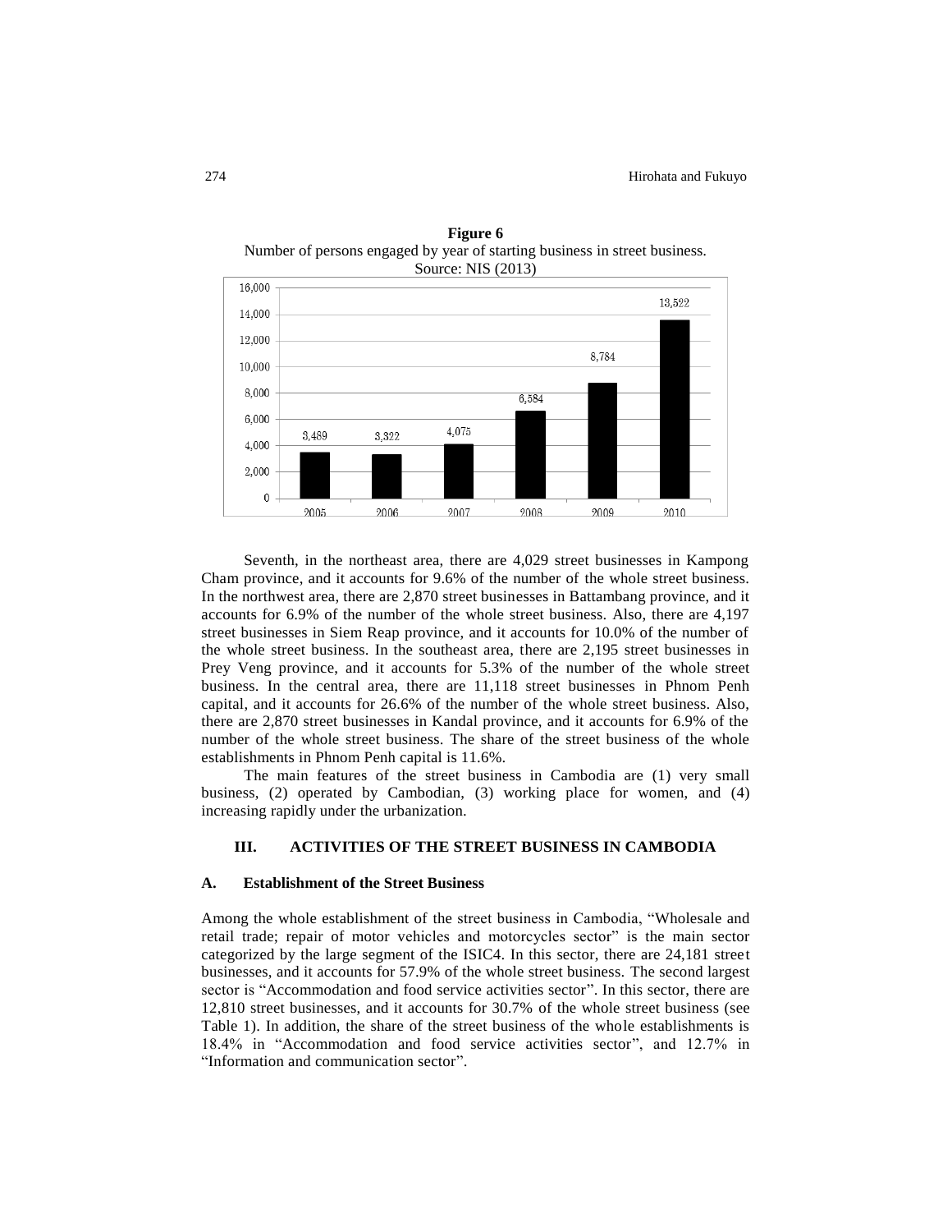**Figure 6**
Number of persons engaged by year of starting business in street business.
Source: NIS (2013)

| Year | Number of persons |
|---|---|
| 2005 | 3,489 |
| 2006 | 3,322 |
| 2007 | 4,075 |
| 2008 | 6,584 |
| 2009 | 8,784 |
| 2010 | 13,522 |

Seventh, in the northeast area, there are 4,029 street businesses in Kampong Cham province, and it accounts for 9.6% of the number of the whole street business. In the northwest area, there are 2,870 street businesses in Battambang province, and it accounts for 6.9% of the number of the whole street business. Also, there are 4,197 street businesses in Siem Reap province, and it accounts for 10.0% of the number of the whole street business. In the southeast area, there are 2,195 street businesses in Prey Veng province, and it accounts for 5.3% of the number of the whole street business. In the central area, there are 11,118 street businesses in Phnom Penh capital, and it accounts for 26.6% of the number of the whole street business. Also, there are 2,870 street businesses in Kandal province, and it accounts for 6.9% of the number of the whole street business. The share of the street business of the whole establishments in Phnom Penh capital is 11.6%.

The main features of the street business in Cambodia are (1) very small business, (2) operated by Cambodian, (3) working place for women, and (4) increasing rapidly under the urbanization.

## III. ACTIVITIES OF THE STREET BUSINESS IN CAMBODIA

### A. Establishment of the Street Business

Among the whole establishment of the street business in Cambodia, "Wholesale and retail trade; repair of motor vehicles and motorcycles sector" is the main sector categorized by the large segment of the ISIC4. In this sector, there are 24,181 street businesses, and it accounts for 57.9% of the whole street business. The second largest sector is "Accommodation and food service activities sector". In this sector, there are 12,810 street businesses, and it accounts for 30.7% of the whole street business (see Table 1). In addition, the share of the street business of the whole establishments is 18.4% in "Accommodation and food service activities sector", and 12.7% in "Information and communication sector".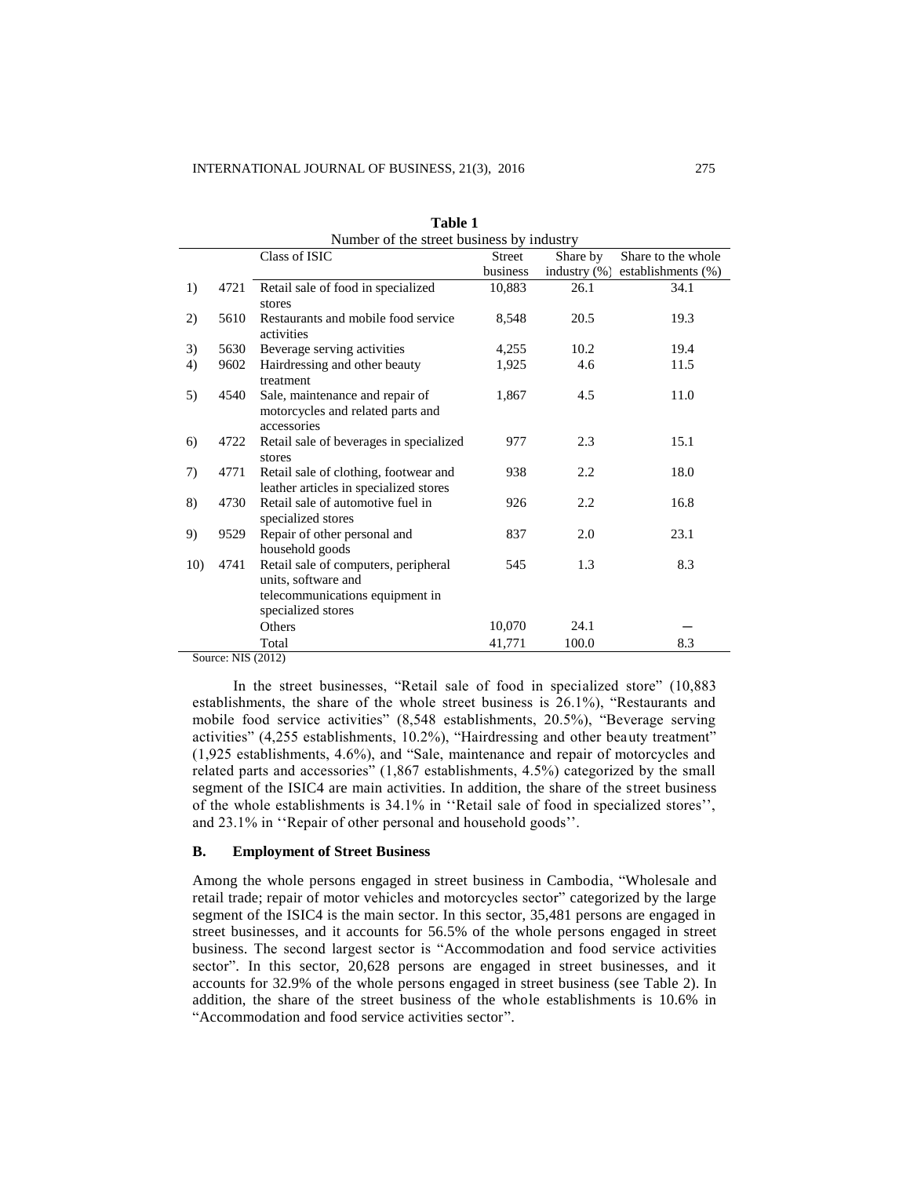**Table 1**

Number of the street business by industry

| | | Class of ISIC | Street business | Share by industry (%) | Share to the whole establishments (%) |
|---|---|---|---|---|---|
| 1) | 4721 | Retail sale of food in specialized stores | 10,883 | 26.1 | 34.1 |
| 2) | 5610 | Restaurants and mobile food service activities | 8,548 | 20.5 | 19.3 |
| 3) | 5630 | Beverage serving activities | 4,255 | 10.2 | 19.4 |
| 4) | 9602 | Hairdressing and other beauty treatment | 1,925 | 4.6 | 11.5 |
| 5) | 4540 | Sale, maintenance and repair of motorcycles and related parts and accessories | 1,867 | 4.5 | 11.0 |
| 6) | 4722 | Retail sale of beverages in specialized stores | 977 | 2.3 | 15.1 |
| 7) | 4771 | Retail sale of clothing, footwear and leather articles in specialized stores | 938 | 2.2 | 18.0 |
| 8) | 4730 | Retail sale of automotive fuel in specialized stores | 926 | 2.2 | 16.8 |
| 9) | 9529 | Repair of other personal and household goods | 837 | 2.0 | 23.1 |
| 10) | 4741 | Retail sale of computers, peripheral units, software and telecommunications equipment in specialized stores | 545 | 1.3 | 8.3 |
| | | Others | 10,070 | 24.1 | — |
| | | Total | 41,771 | 100.0 | 8.3 |

Source: NIS (2012)

In the street businesses, "Retail sale of food in specialized store" (10,883 establishments, the share of the whole street business is 26.1%), "Restaurants and mobile food service activities" (8,548 establishments, 20.5%), "Beverage serving activities" (4,255 establishments, 10.2%), "Hairdressing and other beauty treatment" (1,925 establishments, 4.6%), and "Sale, maintenance and repair of motorcycles and related parts and accessories" (1,867 establishments, 4.5%) categorized by the small segment of the ISIC4 are main activities. In addition, the share of the street business of the whole establishments is 34.1% in ''Retail sale of food in specialized stores'', and 23.1% in ''Repair of other personal and household goods''.

### B. Employment of Street Business

Among the whole persons engaged in street business in Cambodia, "Wholesale and retail trade; repair of motor vehicles and motorcycles sector" categorized by the large segment of the ISIC4 is the main sector. In this sector, 35,481 persons are engaged in street businesses, and it accounts for 56.5% of the whole persons engaged in street business. The second largest sector is "Accommodation and food service activities sector". In this sector, 20,628 persons are engaged in street businesses, and it accounts for 32.9% of the whole persons engaged in street business (see Table 2). In addition, the share of the street business of the whole establishments is 10.6% in "Accommodation and food service activities sector".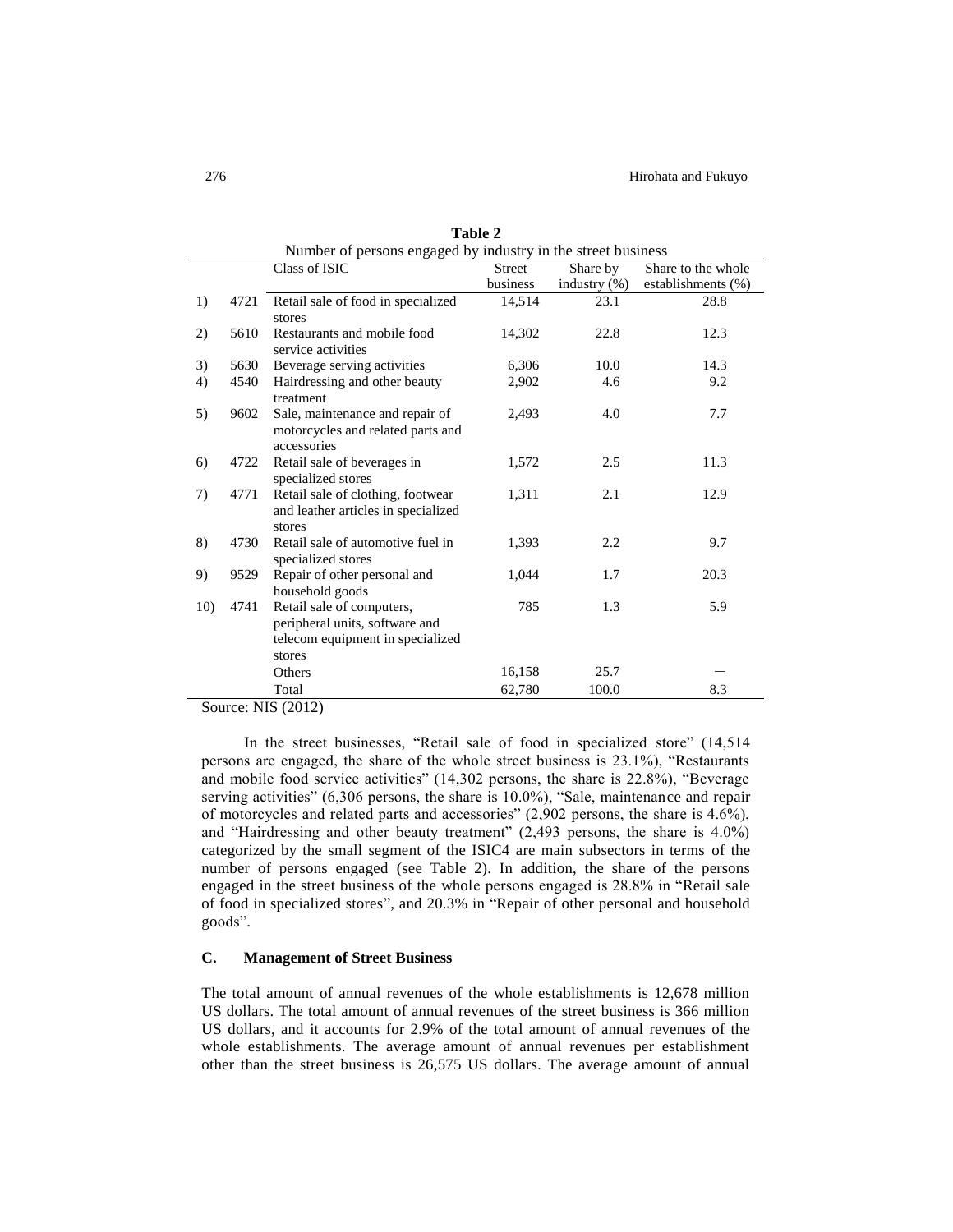**Table 2**

Number of persons engaged by industry in the street business

| | | Class of ISIC | Street business | Share by industry (%) | Share to the whole establishments (%) |
|---|---|---|---|---|---|
| 1) | 4721 | Retail sale of food in specialized stores | 14,514 | 23.1 | 28.8 |
| 2) | 5610 | Restaurants and mobile food service activities | 14,302 | 22.8 | 12.3 |
| 3) | 5630 | Beverage serving activities | 6,306 | 10.0 | 14.3 |
| 4) | 4540 | Hairdressing and other beauty treatment | 2,902 | 4.6 | 9.2 |
| 5) | 9602 | Sale, maintenance and repair of motorcycles and related parts and accessories | 2,493 | 4.0 | 7.7 |
| 6) | 4722 | Retail sale of beverages in specialized stores | 1,572 | 2.5 | 11.3 |
| 7) | 4771 | Retail sale of clothing, footwear and leather articles in specialized stores | 1,311 | 2.1 | 12.9 |
| 8) | 4730 | Retail sale of automotive fuel in specialized stores | 1,393 | 2.2 | 9.7 |
| 9) | 9529 | Repair of other personal and household goods | 1,044 | 1.7 | 20.3 |
| 10) | 4741 | Retail sale of computers, peripheral units, software and telecom equipment in specialized stores | 785 | 1.3 | 5.9 |
| | | Others | 16,158 | 25.7 | — |
| | | Total | 62,780 | 100.0 | 8.3 |

Source: NIS (2012)

In the street businesses, "Retail sale of food in specialized store" (14,514 persons are engaged, the share of the whole street business is 23.1%), "Restaurants and mobile food service activities" (14,302 persons, the share is 22.8%), "Beverage serving activities" (6,306 persons, the share is 10.0%), "Sale, maintenance and repair of motorcycles and related parts and accessories" (2,902 persons, the share is 4.6%), and "Hairdressing and other beauty treatment" (2,493 persons, the share is 4.0%) categorized by the small segment of the ISIC4 are main subsectors in terms of the number of persons engaged (see Table 2). In addition, the share of the persons engaged in the street business of the whole persons engaged is 28.8% in "Retail sale of food in specialized stores", and 20.3% in "Repair of other personal and household goods".

### C. Management of Street Business

The total amount of annual revenues of the whole establishments is 12,678 million US dollars. The total amount of annual revenues of the street business is 366 million US dollars, and it accounts for 2.9% of the total amount of annual revenues of the whole establishments. The average amount of annual revenues per establishment other than the street business is 26,575 US dollars. The average amount of annual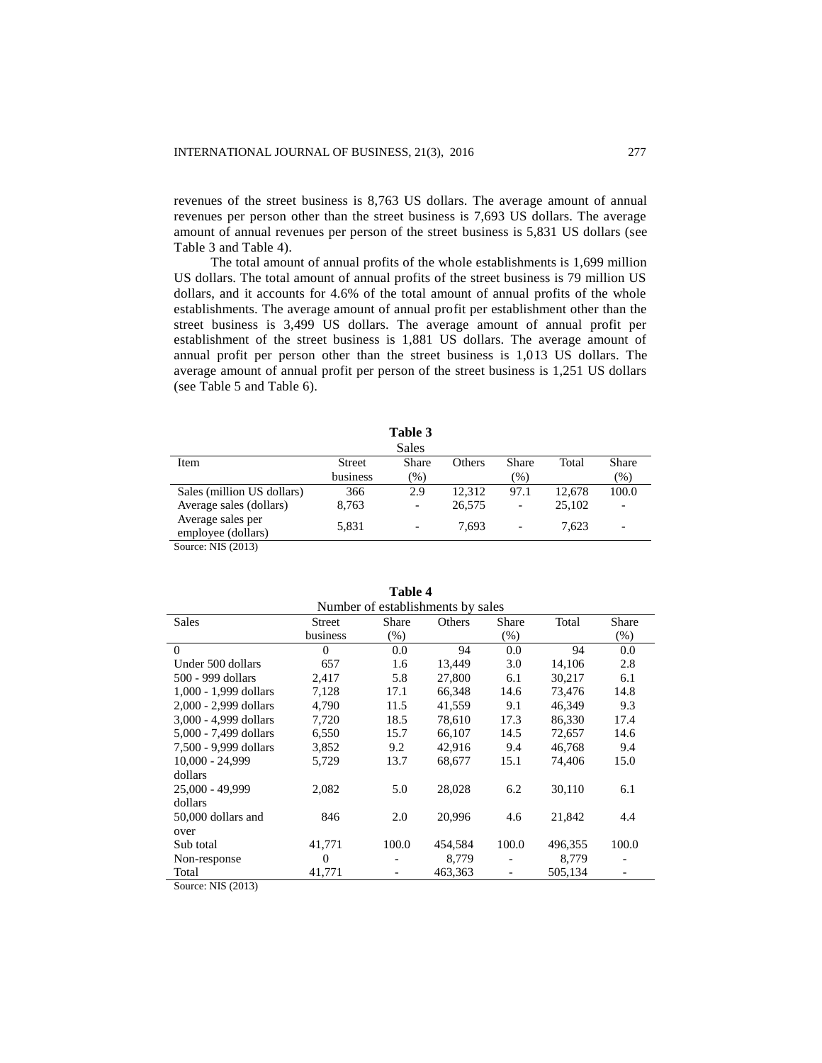revenues of the street business is 8,763 US dollars. The average amount of annual revenues per person other than the street business is 7,693 US dollars. The average amount of annual revenues per person of the street business is 5,831 US dollars (see Table 3 and Table 4).

The total amount of annual profits of the whole establishments is 1,699 million US dollars. The total amount of annual profits of the street business is 79 million US dollars, and it accounts for 4.6% of the total amount of annual profits of the whole establishments. The average amount of annual profit per establishment other than the street business is 3,499 US dollars. The average amount of annual profit per establishment of the street business is 1,881 US dollars. The average amount of annual profit per person other than the street business is 1,013 US dollars. The average amount of annual profit per person of the street business is 1,251 US dollars (see Table 5 and Table 6).

**Table 3**
Sales

| Item | Street business | Share (%) | Others | Share (%) | Total | Share (%) |
|---|---|---|---|---|---|---|
| Sales (million US dollars) | 366 | 2.9 | 12,312 | 97.1 | 12,678 | 100.0 |
| Average sales (dollars) | 8,763 | - | 26,575 | - | 25,102 | - |
| Average sales per employee (dollars) | 5,831 | - | 7,693 | - | 7,623 | - |

Source: NIS (2013)

**Table 4**
Number of establishments by sales

| Sales | Street business | Share (%) | Others | Share (%) | Total | Share (%) |
|---|---|---|---|---|---|---|
| 0 | 0 | 0.0 | 94 | 0.0 | 94 | 0.0 |
| Under 500 dollars | 657 | 1.6 | 13,449 | 3.0 | 14,106 | 2.8 |
| 500 - 999 dollars | 2,417 | 5.8 | 27,800 | 6.1 | 30,217 | 6.1 |
| 1,000 - 1,999 dollars | 7,128 | 17.1 | 66,348 | 14.6 | 73,476 | 14.8 |
| 2,000 - 2,999 dollars | 4,790 | 11.5 | 41,559 | 9.1 | 46,349 | 9.3 |
| 3,000 - 4,999 dollars | 7,720 | 18.5 | 78,610 | 17.3 | 86,330 | 17.4 |
| 5,000 - 7,499 dollars | 6,550 | 15.7 | 66,107 | 14.5 | 72,657 | 14.6 |
| 7,500 - 9,999 dollars | 3,852 | 9.2 | 42,916 | 9.4 | 46,768 | 9.4 |
| 10,000 - 24,999 dollars | 5,729 | 13.7 | 68,677 | 15.1 | 74,406 | 15.0 |
| 25,000 - 49,999 dollars | 2,082 | 5.0 | 28,028 | 6.2 | 30,110 | 6.1 |
| 50,000 dollars and over | 846 | 2.0 | 20,996 | 4.6 | 21,842 | 4.4 |
| Sub total | 41,771 | 100.0 | 454,584 | 100.0 | 496,355 | 100.0 |
| Non-response | 0 | - | 8,779 | - | 8,779 | - |
| Total | 41,771 | - | 463,363 | - | 505,134 | - |

Source: NIS (2013)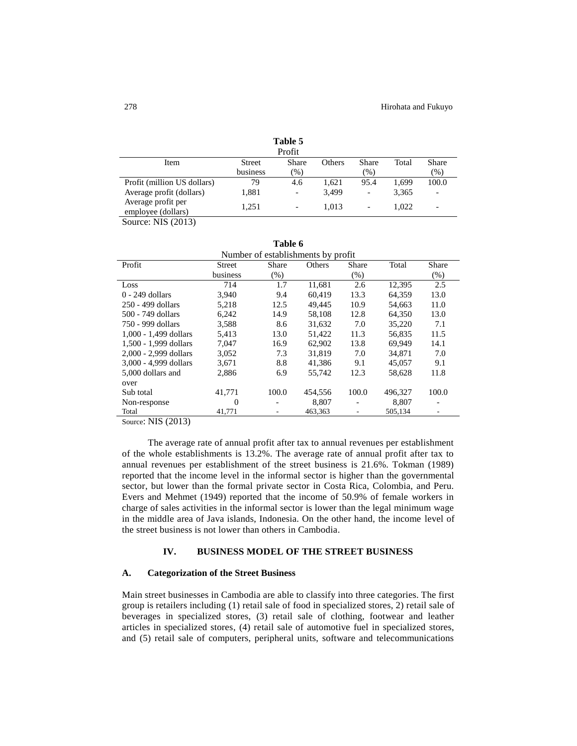**Table 5**

Profit

| Item | Street business | Share (%) | Others | Share (%) | Total | Share (%) |
|---|---|---|---|---|---|---|
| Profit (million US dollars) | 79 | 4.6 | 1,621 | 95.4 | 1,699 | 100.0 |
| Average profit (dollars) | 1,881 | - | 3,499 | - | 3,365 | - |
| Average profit per employee (dollars) | 1,251 | - | 1,013 | - | 1,022 | - |

Source: NIS (2013)

**Table 6**

Number of establishments by profit

| Profit | Street business | Share (%) | Others | Share (%) | Total | Share (%) |
|---|---|---|---|---|---|---|
| Loss | 714 | 1.7 | 11,681 | 2.6 | 12,395 | 2.5 |
| 0 - 249 dollars | 3,940 | 9.4 | 60,419 | 13.3 | 64,359 | 13.0 |
| 250 - 499 dollars | 5,218 | 12.5 | 49,445 | 10.9 | 54,663 | 11.0 |
| 500 - 749 dollars | 6,242 | 14.9 | 58,108 | 12.8 | 64,350 | 13.0 |
| 750 - 999 dollars | 3,588 | 8.6 | 31,632 | 7.0 | 35,220 | 7.1 |
| 1,000 - 1,499 dollars | 5,413 | 13.0 | 51,422 | 11.3 | 56,835 | 11.5 |
| 1,500 - 1,999 dollars | 7,047 | 16.9 | 62,902 | 13.8 | 69,949 | 14.1 |
| 2,000 - 2,999 dollars | 3,052 | 7.3 | 31,819 | 7.0 | 34,871 | 7.0 |
| 3,000 - 4,999 dollars | 3,671 | 8.8 | 41,386 | 9.1 | 45,057 | 9.1 |
| 5,000 dollars and over | 2,886 | 6.9 | 55,742 | 12.3 | 58,628 | 11.8 |
| Sub total | 41,771 | 100.0 | 454,556 | 100.0 | 496,327 | 100.0 |
| Non-response | 0 | - | 8,807 | - | 8,807 | - |
| Total | 41,771 | - | 463,363 | - | 505,134 | - |

Source: NIS (2013)

The average rate of annual profit after tax to annual revenues per establishment of the whole establishments is 13.2%. The average rate of annual profit after tax to annual revenues per establishment of the street business is 21.6%. Tokman (1989) reported that the income level in the informal sector is higher than the governmental sector, but lower than the formal private sector in Costa Rica, Colombia, and Peru. Evers and Mehmet (1949) reported that the income of 50.9% of female workers in charge of sales activities in the informal sector is lower than the legal minimum wage in the middle area of Java islands, Indonesia. On the other hand, the income level of the street business is not lower than others in Cambodia.

## IV. BUSINESS MODEL OF THE STREET BUSINESS

### A. Categorization of the Street Business

Main street businesses in Cambodia are able to classify into three categories. The first group is retailers including (1) retail sale of food in specialized stores, 2) retail sale of beverages in specialized stores, (3) retail sale of clothing, footwear and leather articles in specialized stores, (4) retail sale of automotive fuel in specialized stores, and (5) retail sale of computers, peripheral units, software and telecommunications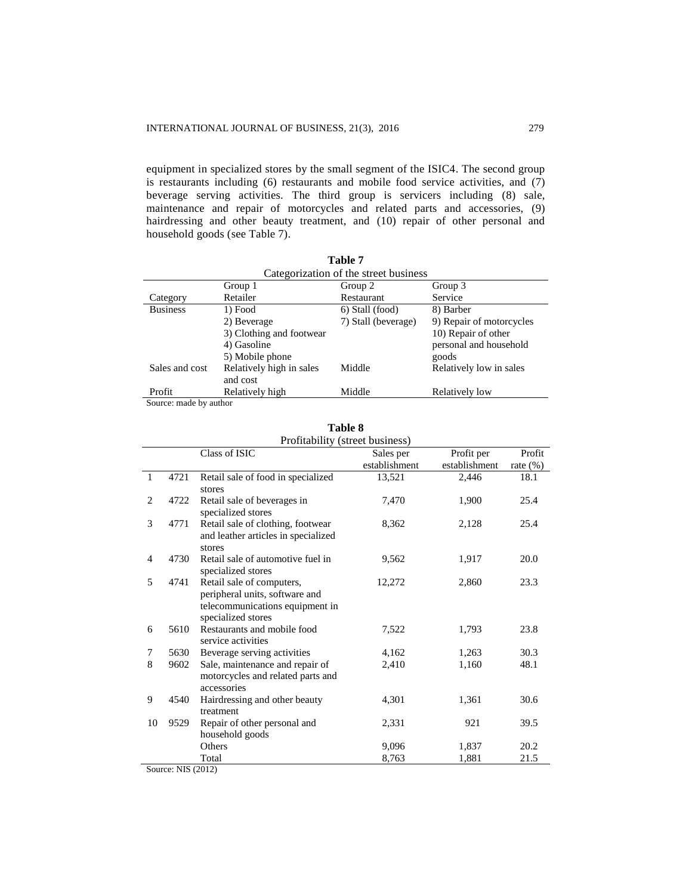equipment in specialized stores by the small segment of the ISIC4. The second group is restaurants including (6) restaurants and mobile food service activities, and (7) beverage serving activities. The third group is servicers including (8) sale, maintenance and repair of motorcycles and related parts and accessories, (9) hairdressing and other beauty treatment, and (10) repair of other personal and household goods (see Table 7).

**Table 7**

Categorization of the street business

| Category | Group 1<br>Retailer | Group 2<br>Restaurant | Group 3<br>Service |
|---|---|---|---|
| Business | 1) Food<br>2) Beverage<br>3) Clothing and footwear<br>4) Gasoline<br>5) Mobile phone | 6) Stall (food)<br>7) Stall (beverage) | 8) Barber<br>9) Repair of motorcycles<br>10) Repair of other personal and household goods |
| Sales and cost | Relatively high in sales and cost | Middle | Relatively low in sales |
| Profit | Relatively high | Middle | Relatively low |

Source: made by author

**Table 8**

Profitability (street business)

| | | Class of ISIC | Sales per establishment | Profit per establishment | Profit rate (%) |
|---|---|---|---|---|---|
| 1 | 4721 | Retail sale of food in specialized stores | 13,521 | 2,446 | 18.1 |
| 2 | 4722 | Retail sale of beverages in specialized stores | 7,470 | 1,900 | 25.4 |
| 3 | 4771 | Retail sale of clothing, footwear and leather articles in specialized stores | 8,362 | 2,128 | 25.4 |
| 4 | 4730 | Retail sale of automotive fuel in specialized stores | 9,562 | 1,917 | 20.0 |
| 5 | 4741 | Retail sale of computers, peripheral units, software and telecommunications equipment in specialized stores | 12,272 | 2,860 | 23.3 |
| 6 | 5610 | Restaurants and mobile food service activities | 7,522 | 1,793 | 23.8 |
| 7 | 5630 | Beverage serving activities | 4,162 | 1,263 | 30.3 |
| 8 | 9602 | Sale, maintenance and repair of motorcycles and related parts and accessories | 2,410 | 1,160 | 48.1 |
| 9 | 4540 | Hairdressing and other beauty treatment | 4,301 | 1,361 | 30.6 |
| 10 | 9529 | Repair of other personal and household goods | 2,331 | 921 | 39.5 |
| | | Others | 9,096 | 1,837 | 20.2 |
| | | Total | 8,763 | 1,881 | 21.5 |

Source: NIS (2012)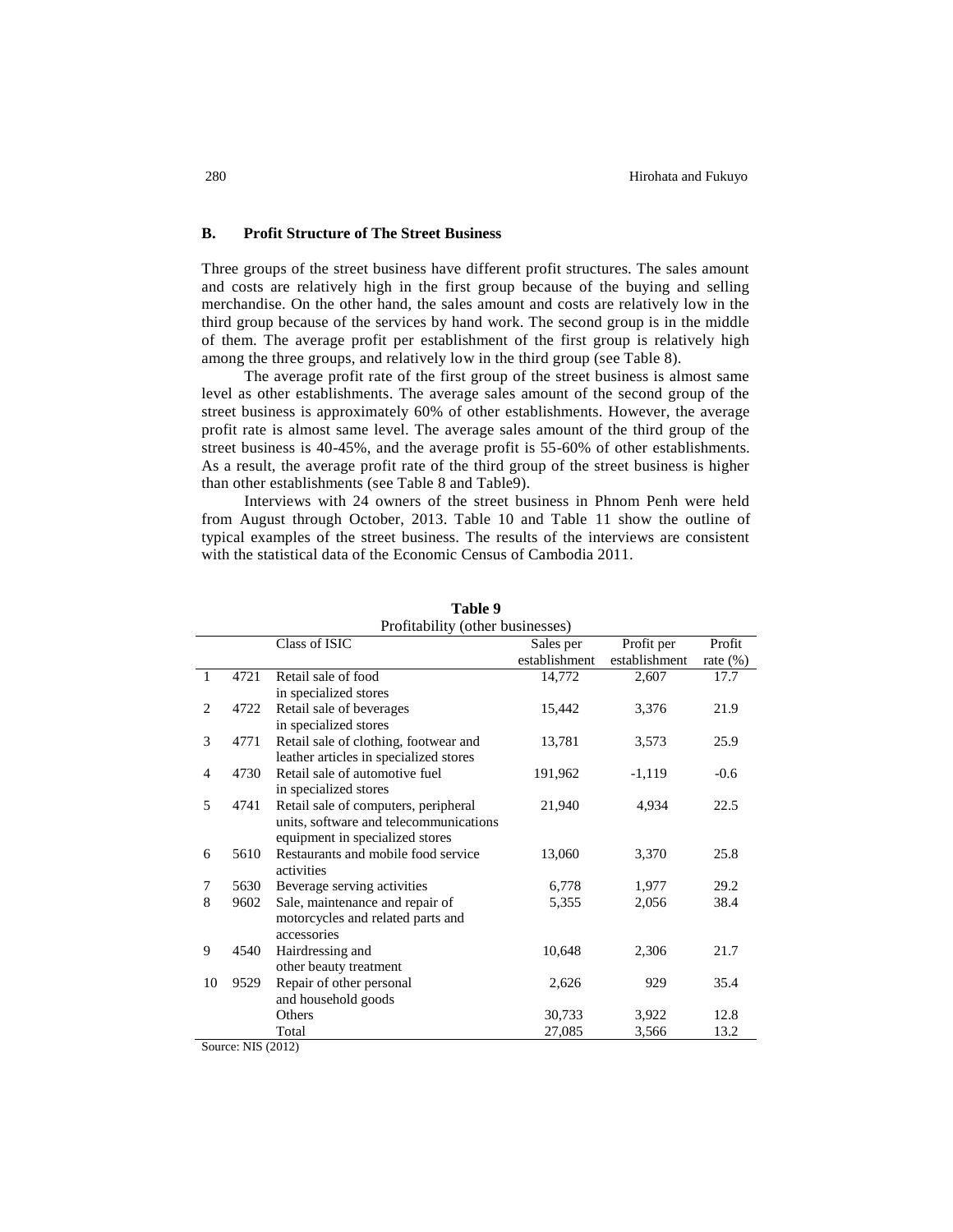### B. Profit Structure of The Street Business

Three groups of the street business have different profit structures. The sales amount and costs are relatively high in the first group because of the buying and selling merchandise. On the other hand, the sales amount and costs are relatively low in the third group because of the services by hand work. The second group is in the middle of them. The average profit per establishment of the first group is relatively high among the three groups, and relatively low in the third group (see Table 8).

The average profit rate of the first group of the street business is almost same level as other establishments. The average sales amount of the second group of the street business is approximately 60% of other establishments. However, the average profit rate is almost same level. The average sales amount of the third group of the street business is 40-45%, and the average profit is 55-60% of other establishments. As a result, the average profit rate of the third group of the street business is higher than other establishments (see Table 8 and Table9).

Interviews with 24 owners of the street business in Phnom Penh were held from August through October, 2013. Table 10 and Table 11 show the outline of typical examples of the street business. The results of the interviews are consistent with the statistical data of the Economic Census of Cambodia 2011.

**Table 9**
Profitability (other businesses)

| | | Class of ISIC | Sales per establishment | Profit per establishment | Profit rate (%) |
|---|---|---|---|---|---|
| 1 | 4721 | Retail sale of food in specialized stores | 14,772 | 2,607 | 17.7 |
| 2 | 4722 | Retail sale of beverages in specialized stores | 15,442 | 3,376 | 21.9 |
| 3 | 4771 | Retail sale of clothing, footwear and leather articles in specialized stores | 13,781 | 3,573 | 25.9 |
| 4 | 4730 | Retail sale of automotive fuel in specialized stores | 191,962 | -1,119 | -0.6 |
| 5 | 4741 | Retail sale of computers, peripheral units, software and telecommunications equipment in specialized stores | 21,940 | 4,934 | 22.5 |
| 6 | 5610 | Restaurants and mobile food service activities | 13,060 | 3,370 | 25.8 |
| 7 | 5630 | Beverage serving activities | 6,778 | 1,977 | 29.2 |
| 8 | 9602 | Sale, maintenance and repair of motorcycles and related parts and accessories | 5,355 | 2,056 | 38.4 |
| 9 | 4540 | Hairdressing and other beauty treatment | 10,648 | 2,306 | 21.7 |
| 10 | 9529 | Repair of other personal and household goods | 2,626 | 929 | 35.4 |
| | | Others | 30,733 | 3,922 | 12.8 |
| | | Total | 27,085 | 3,566 | 13.2 |

Source: NIS (2012)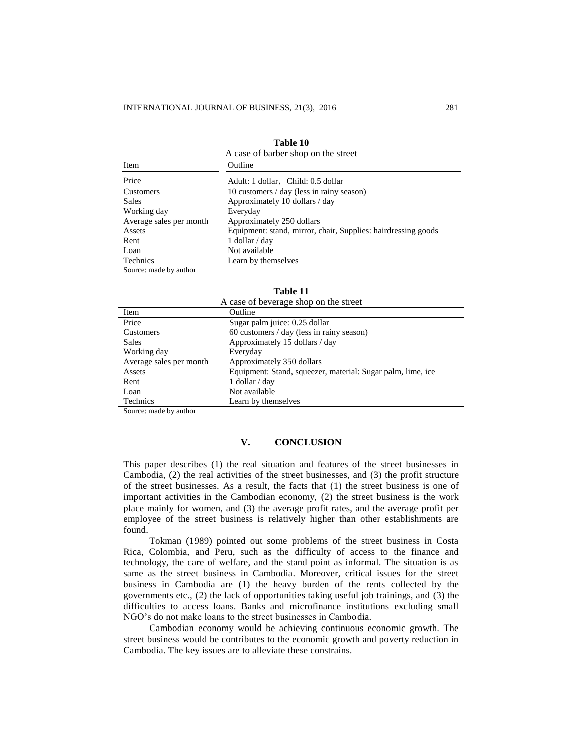**Table 10**
A case of barber shop on the street

| Item | Outline |
|---|---|
| Price | Adult: 1 dollar, Child: 0.5 dollar |
| Customers | 10 customers / day (less in rainy season) |
| Sales | Approximately 10 dollars / day |
| Working day | Everyday |
| Average sales per month | Approximately 250 dollars |
| Assets | Equipment: stand, mirror, chair, Supplies: hairdressing goods |
| Rent | 1 dollar / day |
| Loan | Not available |
| Technics | Learn by themselves |

Source: made by author

**Table 11**
A case of beverage shop on the street

| Item | Outline |
|---|---|
| Price | Sugar palm juice: 0.25 dollar |
| Customers | 60 customers / day (less in rainy season) |
| Sales | Approximately 15 dollars / day |
| Working day | Everyday |
| Average sales per month | Approximately 350 dollars |
| Assets | Equipment: Stand, squeezer, material: Sugar palm, lime, ice |
| Rent | 1 dollar / day |
| Loan | Not available |
| Technics | Learn by themselves |

Source: made by author

## V. CONCLUSION

This paper describes (1) the real situation and features of the street businesses in Cambodia, (2) the real activities of the street businesses, and (3) the profit structure of the street businesses. As a result, the facts that (1) the street business is one of important activities in the Cambodian economy, (2) the street business is the work place mainly for women, and (3) the average profit rates, and the average profit per employee of the street business is relatively higher than other establishments are found.

Tokman (1989) pointed out some problems of the street business in Costa Rica, Colombia, and Peru, such as the difficulty of access to the finance and technology, the care of welfare, and the stand point as informal. The situation is as same as the street business in Cambodia. Moreover, critical issues for the street business in Cambodia are (1) the heavy burden of the rents collected by the governments etc., (2) the lack of opportunities taking useful job trainings, and (3) the difficulties to access loans. Banks and microfinance institutions excluding small NGO's do not make loans to the street businesses in Cambodia.

Cambodian economy would be achieving continuous economic growth. The street business would be contributes to the economic growth and poverty reduction in Cambodia. The key issues are to alleviate these constrains.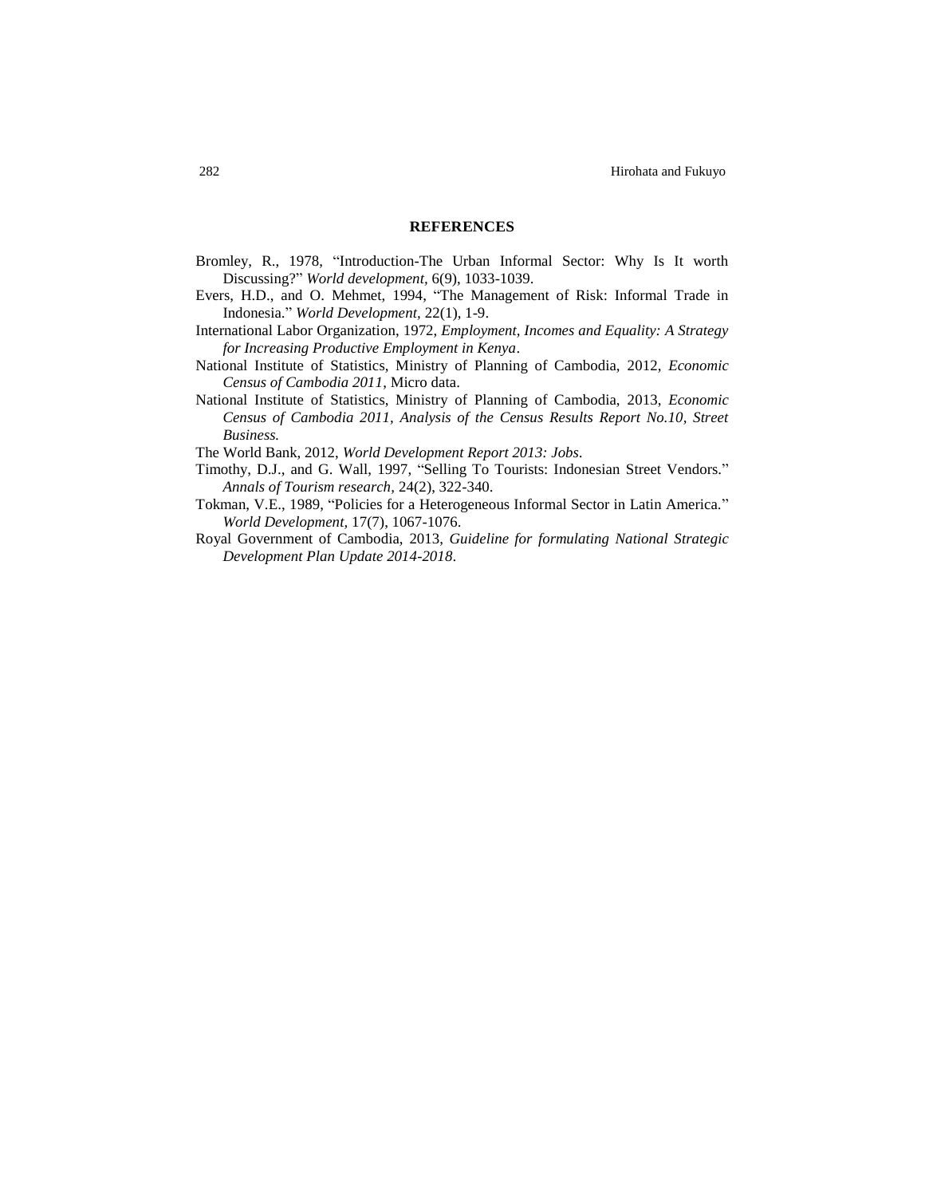## REFERENCES

Bromley, R., 1978, "Introduction-The Urban Informal Sector: Why Is It worth Discussing?" *World development*, 6(9), 1033-1039.

Evers, H.D., and O. Mehmet, 1994, "The Management of Risk: Informal Trade in Indonesia." *World Development*, 22(1), 1-9.

International Labor Organization, 1972, *Employment, Incomes and Equality: A Strategy for Increasing Productive Employment in Kenya*.

National Institute of Statistics, Ministry of Planning of Cambodia, 2012, *Economic Census of Cambodia 2011*, Micro data.

National Institute of Statistics, Ministry of Planning of Cambodia, 2013, *Economic Census of Cambodia 2011, Analysis of the Census Results Report No.10, Street Business.*

The World Bank, 2012, *World Development Report 2013: Jobs*.

Timothy, D.J., and G. Wall, 1997, "Selling To Tourists: Indonesian Street Vendors." *Annals of Tourism research*, 24(2), 322-340.

Tokman, V.E., 1989, "Policies for a Heterogeneous Informal Sector in Latin America." *World Development*, 17(7), 1067-1076.

Royal Government of Cambodia, 2013, *Guideline for formulating National Strategic Development Plan Update 2014-2018*.